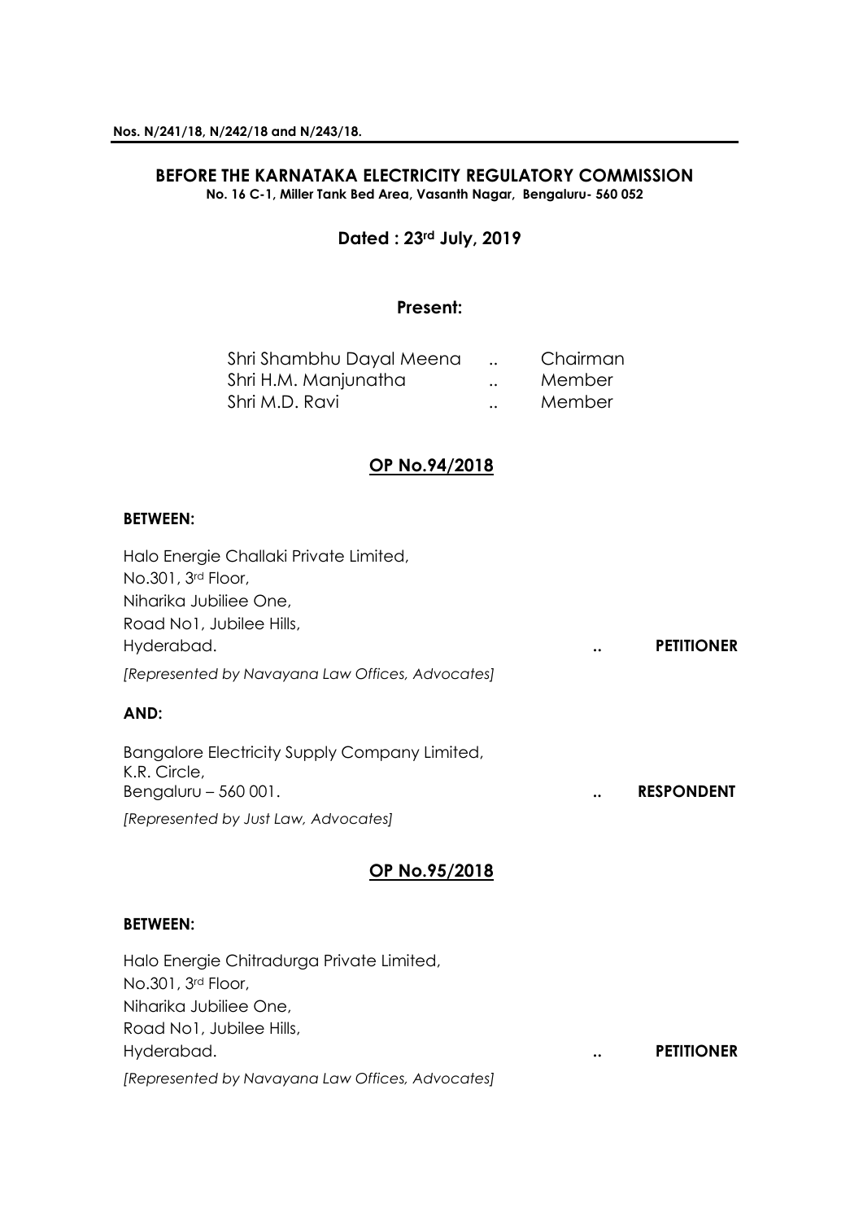**Nos. N/241/18, N/242/18 and N/243/18.**

## BEFORE THE KARNATAKA ELECTRICITY REGULATORY COMMISSION

**No. 16 C-1, Miller Tank Bed Area, Vasanth Nagar, Bengaluru- 560 052**

**Dated : 23rd July, 2019**

**Present:**

Shri Shambhu Dayal Meena .. Chairman
Shri H.M. Manjunatha .. Member
Shri M.D. Ravi .. Member

**OP No.94/2018**

**BETWEEN:**

Halo Energie Challaki Private Limited,
No.301, 3rd Floor,
Niharika Jubiliee One,
Road No1, Jubilee Hills,
Hyderabad. .. **PETITIONER**

*[Represented by Navayana Law Offices, Advocates]*

**AND:**

Bangalore Electricity Supply Company Limited,
K.R. Circle,
Bengaluru – 560 001. .. **RESPONDENT**

*[Represented by Just Law, Advocates]*

**OP No.95/2018**

**BETWEEN:**

Halo Energie Chitradurga Private Limited,
No.301, 3rd Floor,
Niharika Jubiliee One,
Road No1, Jubilee Hills,
Hyderabad. .. **PETITIONER**

*[Represented by Navayana Law Offices, Advocates]*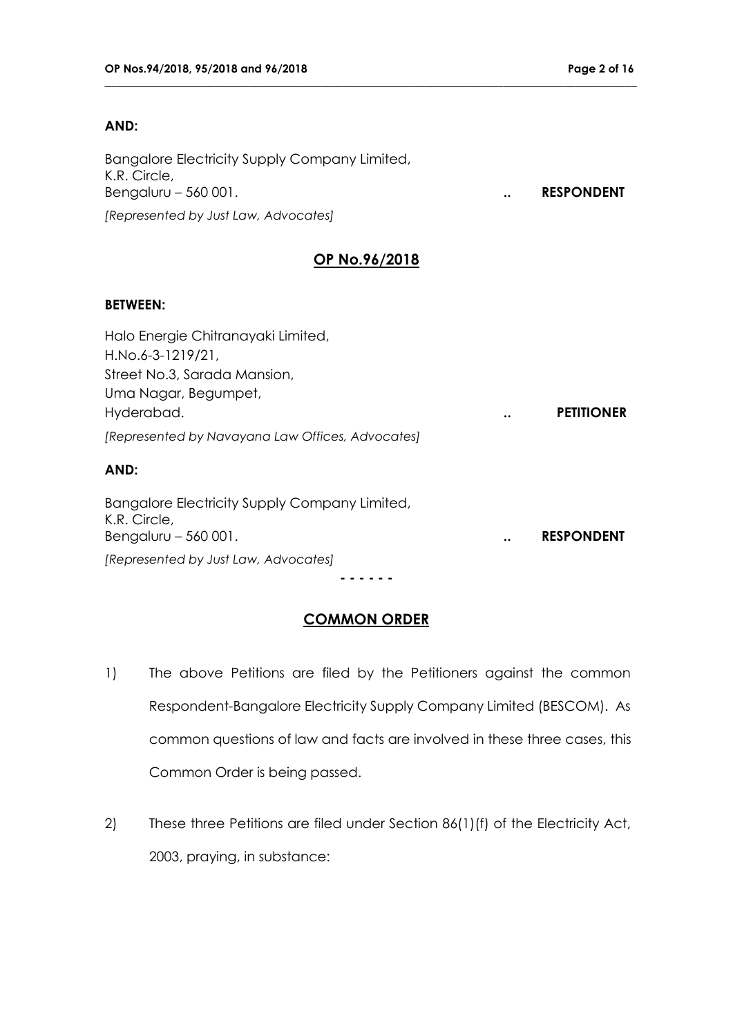**AND:**

Bangalore Electricity Supply Company Limited,
K.R. Circle,
Bengaluru – 560 001. .. **RESPONDENT**

*[Represented by Just Law, Advocates]*

## OP No.96/2018

**BETWEEN:**

Halo Energie Chitranayaki Limited,
H.No.6-3-1219/21,
Street No.3, Sarada Mansion,
Uma Nagar, Begumpet,
Hyderabad. .. **PETITIONER**

*[Represented by Navayana Law Offices, Advocates]*

**AND:**

Bangalore Electricity Supply Company Limited,
K.R. Circle,
Bengaluru – 560 001. .. **RESPONDENT**

*[Represented by Just Law, Advocates]*

\- - - - - -

## COMMON ORDER

1) The above Petitions are filed by the Petitioners against the common Respondent-Bangalore Electricity Supply Company Limited (BESCOM). As common questions of law and facts are involved in these three cases, this Common Order is being passed.

2) These three Petitions are filed under Section 86(1)(f) of the Electricity Act, 2003, praying, in substance: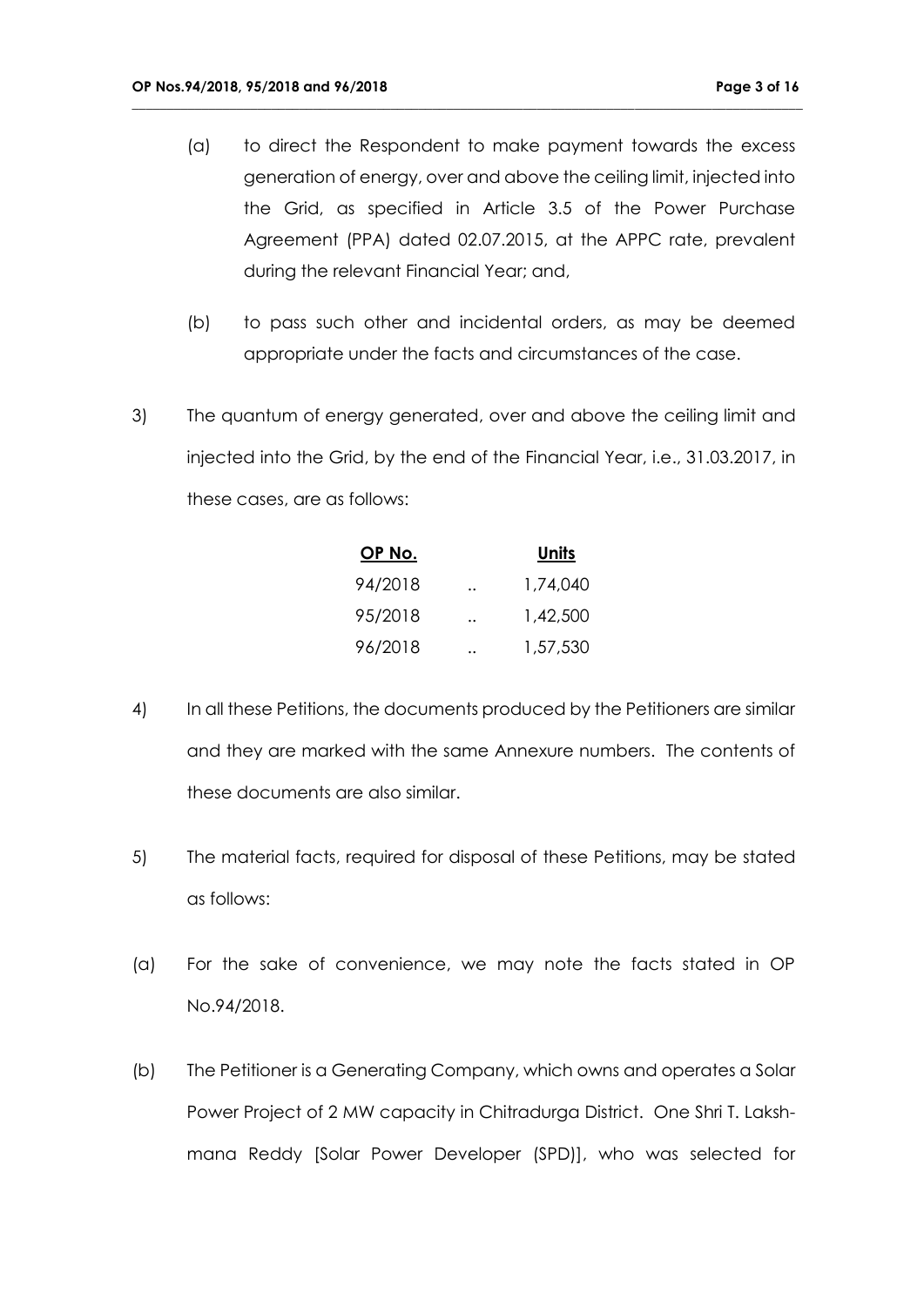(a) to direct the Respondent to make payment towards the excess generation of energy, over and above the ceiling limit, injected into the Grid, as specified in Article 3.5 of the Power Purchase Agreement (PPA) dated 02.07.2015, at the APPC rate, prevalent during the relevant Financial Year; and,

(b) to pass such other and incidental orders, as may be deemed appropriate under the facts and circumstances of the case.

3) The quantum of energy generated, over and above the ceiling limit and injected into the Grid, by the end of the Financial Year, i.e., 31.03.2017, in these cases, are as follows:

| OP No. | | Units |
|---|---|---|
| 94/2018 | .. | 1,74,040 |
| 95/2018 | .. | 1,42,500 |
| 96/2018 | .. | 1,57,530 |

4) In all these Petitions, the documents produced by the Petitioners are similar and they are marked with the same Annexure numbers. The contents of these documents are also similar.

5) The material facts, required for disposal of these Petitions, may be stated as follows:

(a) For the sake of convenience, we may note the facts stated in OP No.94/2018.

(b) The Petitioner is a Generating Company, which owns and operates a Solar Power Project of 2 MW capacity in Chitradurga District. One Shri T. Lakshmana Reddy [Solar Power Developer (SPD)], who was selected for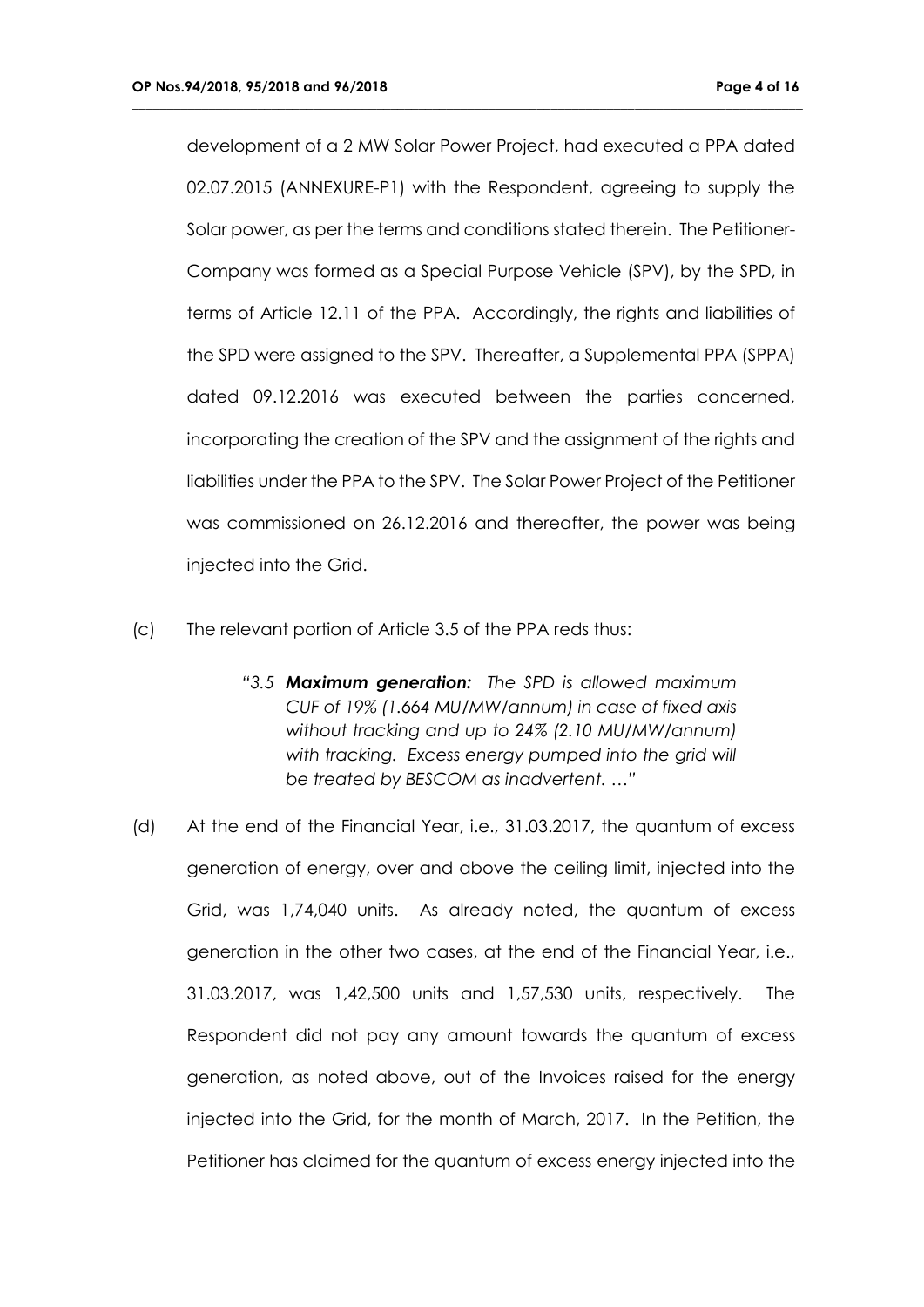development of a 2 MW Solar Power Project, had executed a PPA dated 02.07.2015 (ANNEXURE-P1) with the Respondent, agreeing to supply the Solar power, as per the terms and conditions stated therein. The Petitioner-Company was formed as a Special Purpose Vehicle (SPV), by the SPD, in terms of Article 12.11 of the PPA. Accordingly, the rights and liabilities of the SPD were assigned to the SPV. Thereafter, a Supplemental PPA (SPPA) dated 09.12.2016 was executed between the parties concerned, incorporating the creation of the SPV and the assignment of the rights and liabilities under the PPA to the SPV. The Solar Power Project of the Petitioner was commissioned on 26.12.2016 and thereafter, the power was being injected into the Grid.

(c) The relevant portion of Article 3.5 of the PPA reds thus:

> *"3.5 **Maximum generation:** The SPD is allowed maximum CUF of 19% (1.664 MU/MW/annum) in case of fixed axis without tracking and up to 24% (2.10 MU/MW/annum) with tracking. Excess energy pumped into the grid will be treated by BESCOM as inadvertent. …"*

(d) At the end of the Financial Year, i.e., 31.03.2017, the quantum of excess generation of energy, over and above the ceiling limit, injected into the Grid, was 1,74,040 units. As already noted, the quantum of excess generation in the other two cases, at the end of the Financial Year, i.e., 31.03.2017, was 1,42,500 units and 1,57,530 units, respectively. The Respondent did not pay any amount towards the quantum of excess generation, as noted above, out of the Invoices raised for the energy injected into the Grid, for the month of March, 2017. In the Petition, the Petitioner has claimed for the quantum of excess energy injected into the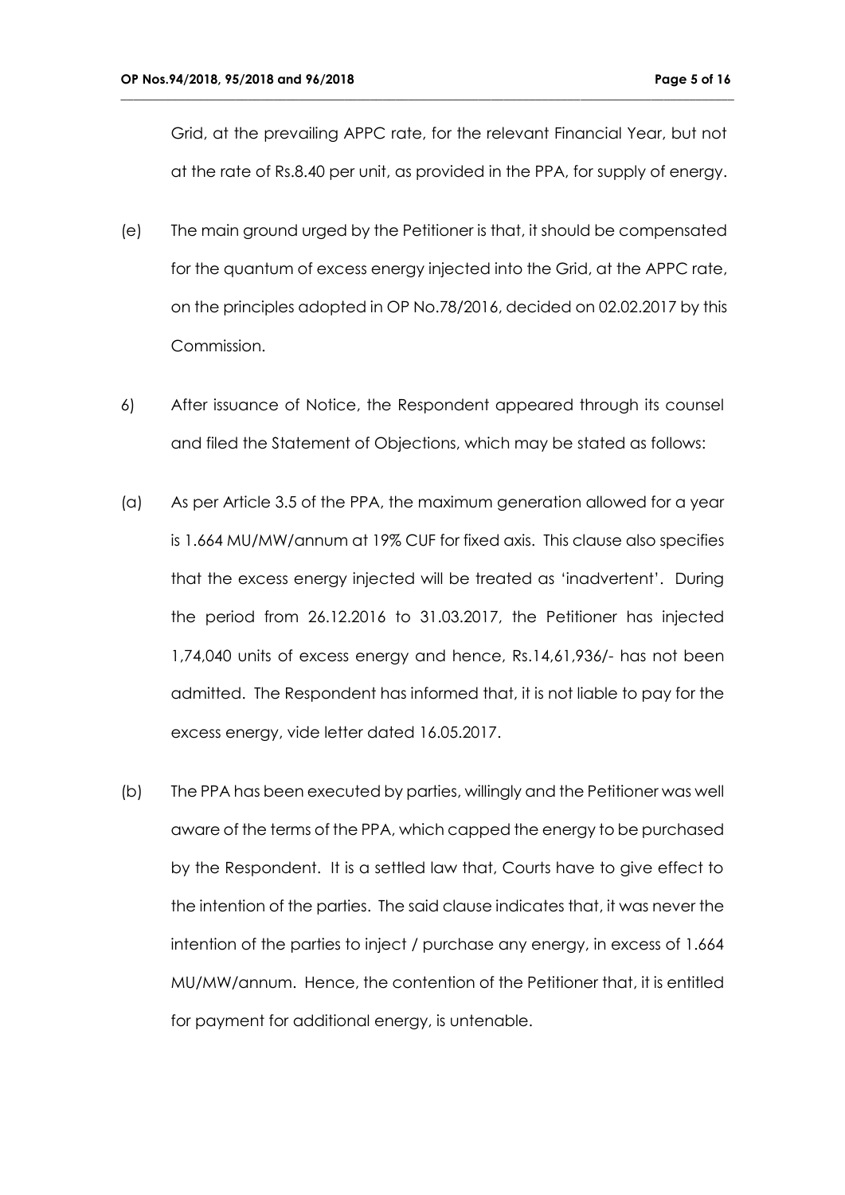Grid, at the prevailing APPC rate, for the relevant Financial Year, but not at the rate of Rs.8.40 per unit, as provided in the PPA, for supply of energy.

(e) The main ground urged by the Petitioner is that, it should be compensated for the quantum of excess energy injected into the Grid, at the APPC rate, on the principles adopted in OP No.78/2016, decided on 02.02.2017 by this Commission.

6) After issuance of Notice, the Respondent appeared through its counsel and filed the Statement of Objections, which may be stated as follows:

(a) As per Article 3.5 of the PPA, the maximum generation allowed for a year is 1.664 MU/MW/annum at 19% CUF for fixed axis. This clause also specifies that the excess energy injected will be treated as 'inadvertent'. During the period from 26.12.2016 to 31.03.2017, the Petitioner has injected 1,74,040 units of excess energy and hence, Rs.14,61,936/- has not been admitted. The Respondent has informed that, it is not liable to pay for the excess energy, vide letter dated 16.05.2017.

(b) The PPA has been executed by parties, willingly and the Petitioner was well aware of the terms of the PPA, which capped the energy to be purchased by the Respondent. It is a settled law that, Courts have to give effect to the intention of the parties. The said clause indicates that, it was never the intention of the parties to inject / purchase any energy, in excess of 1.664 MU/MW/annum. Hence, the contention of the Petitioner that, it is entitled for payment for additional energy, is untenable.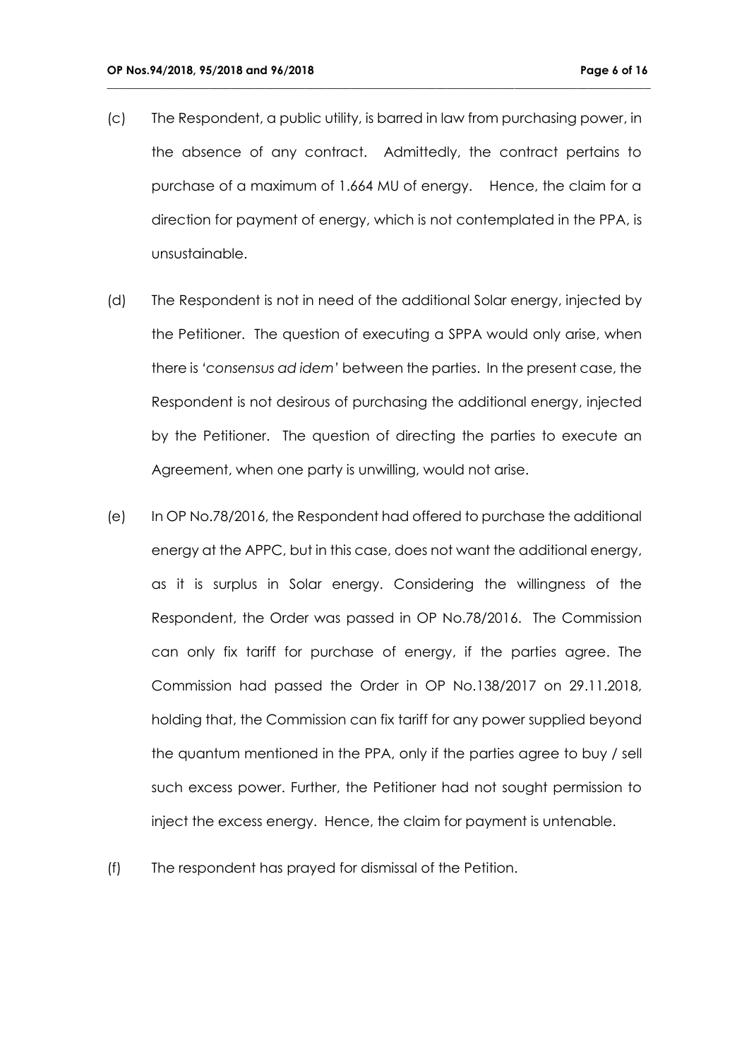(c) The Respondent, a public utility, is barred in law from purchasing power, in the absence of any contract. Admittedly, the contract pertains to purchase of a maximum of 1.664 MU of energy. Hence, the claim for a direction for payment of energy, which is not contemplated in the PPA, is unsustainable.

(d) The Respondent is not in need of the additional Solar energy, injected by the Petitioner. The question of executing a SPPA would only arise, when there is '*consensus ad idem*' between the parties. In the present case, the Respondent is not desirous of purchasing the additional energy, injected by the Petitioner. The question of directing the parties to execute an Agreement, when one party is unwilling, would not arise.

(e) In OP No.78/2016, the Respondent had offered to purchase the additional energy at the APPC, but in this case, does not want the additional energy, as it is surplus in Solar energy. Considering the willingness of the Respondent, the Order was passed in OP No.78/2016. The Commission can only fix tariff for purchase of energy, if the parties agree. The Commission had passed the Order in OP No.138/2017 on 29.11.2018, holding that, the Commission can fix tariff for any power supplied beyond the quantum mentioned in the PPA, only if the parties agree to buy / sell such excess power. Further, the Petitioner had not sought permission to inject the excess energy. Hence, the claim for payment is untenable.

(f) The respondent has prayed for dismissal of the Petition.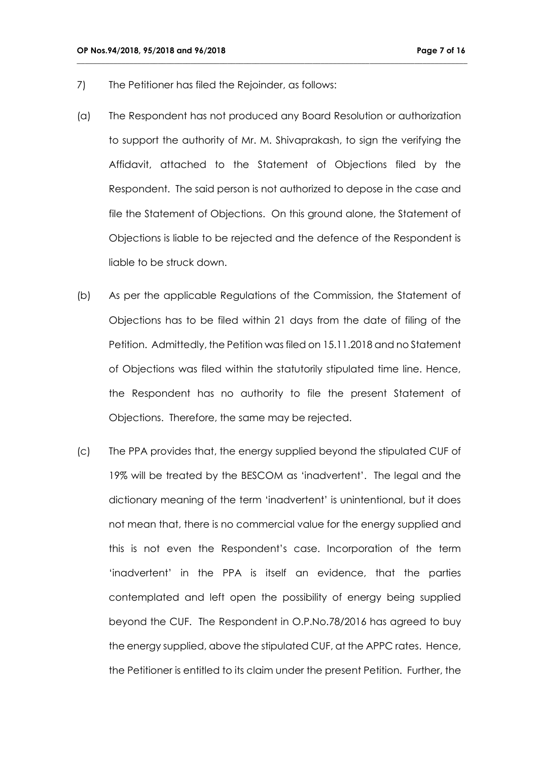7) The Petitioner has filed the Rejoinder, as follows:

(a) The Respondent has not produced any Board Resolution or authorization to support the authority of Mr. M. Shivaprakash, to sign the verifying the Affidavit, attached to the Statement of Objections filed by the Respondent. The said person is not authorized to depose in the case and file the Statement of Objections. On this ground alone, the Statement of Objections is liable to be rejected and the defence of the Respondent is liable to be struck down.

(b) As per the applicable Regulations of the Commission, the Statement of Objections has to be filed within 21 days from the date of filing of the Petition. Admittedly, the Petition was filed on 15.11.2018 and no Statement of Objections was filed within the statutorily stipulated time line. Hence, the Respondent has no authority to file the present Statement of Objections. Therefore, the same may be rejected.

(c) The PPA provides that, the energy supplied beyond the stipulated CUF of 19% will be treated by the BESCOM as 'inadvertent'. The legal and the dictionary meaning of the term 'inadvertent' is unintentional, but it does not mean that, there is no commercial value for the energy supplied and this is not even the Respondent's case. Incorporation of the term 'inadvertent' in the PPA is itself an evidence, that the parties contemplated and left open the possibility of energy being supplied beyond the CUF. The Respondent in O.P.No.78/2016 has agreed to buy the energy supplied, above the stipulated CUF, at the APPC rates. Hence, the Petitioner is entitled to its claim under the present Petition. Further, the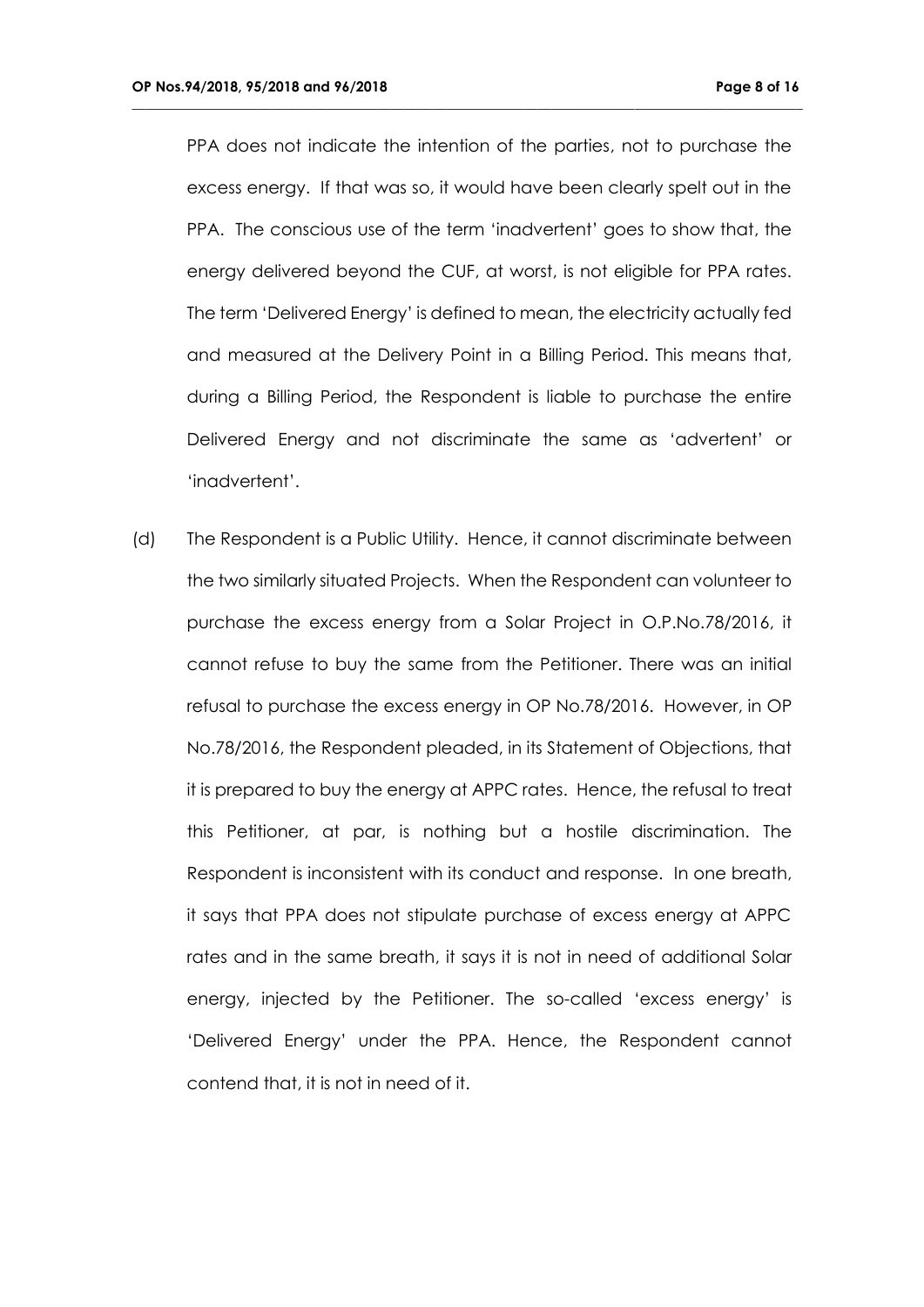PPA does not indicate the intention of the parties, not to purchase the excess energy. If that was so, it would have been clearly spelt out in the PPA. The conscious use of the term 'inadvertent' goes to show that, the energy delivered beyond the CUF, at worst, is not eligible for PPA rates. The term 'Delivered Energy' is defined to mean, the electricity actually fed and measured at the Delivery Point in a Billing Period. This means that, during a Billing Period, the Respondent is liable to purchase the entire Delivered Energy and not discriminate the same as 'advertent' or 'inadvertent'.

(d) The Respondent is a Public Utility. Hence, it cannot discriminate between the two similarly situated Projects. When the Respondent can volunteer to purchase the excess energy from a Solar Project in O.P.No.78/2016, it cannot refuse to buy the same from the Petitioner. There was an initial refusal to purchase the excess energy in OP No.78/2016. However, in OP No.78/2016, the Respondent pleaded, in its Statement of Objections, that it is prepared to buy the energy at APPC rates. Hence, the refusal to treat this Petitioner, at par, is nothing but a hostile discrimination. The Respondent is inconsistent with its conduct and response. In one breath, it says that PPA does not stipulate purchase of excess energy at APPC rates and in the same breath, it says it is not in need of additional Solar energy, injected by the Petitioner. The so-called 'excess energy' is 'Delivered Energy' under the PPA. Hence, the Respondent cannot contend that, it is not in need of it.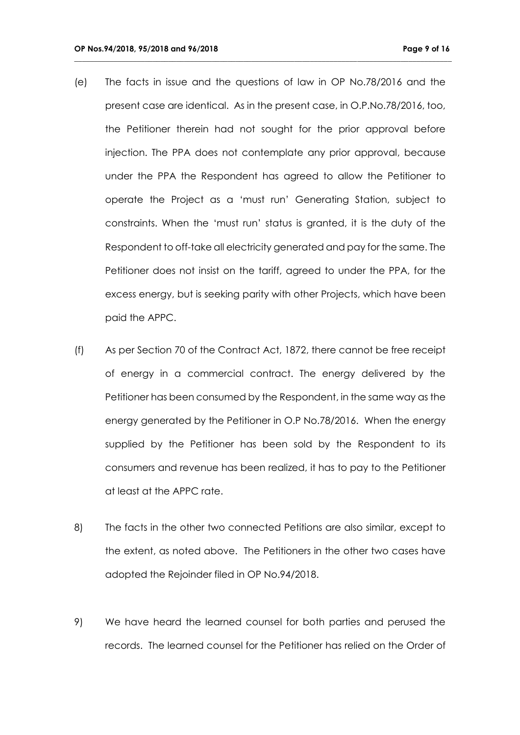(e) The facts in issue and the questions of law in OP No.78/2016 and the present case are identical. As in the present case, in O.P.No.78/2016, too, the Petitioner therein had not sought for the prior approval before injection. The PPA does not contemplate any prior approval, because under the PPA the Respondent has agreed to allow the Petitioner to operate the Project as a 'must run' Generating Station, subject to constraints. When the 'must run' status is granted, it is the duty of the Respondent to off-take all electricity generated and pay for the same. The Petitioner does not insist on the tariff, agreed to under the PPA, for the excess energy, but is seeking parity with other Projects, which have been paid the APPC.

(f) As per Section 70 of the Contract Act, 1872, there cannot be free receipt of energy in a commercial contract. The energy delivered by the Petitioner has been consumed by the Respondent, in the same way as the energy generated by the Petitioner in O.P No.78/2016. When the energy supplied by the Petitioner has been sold by the Respondent to its consumers and revenue has been realized, it has to pay to the Petitioner at least at the APPC rate.

8) The facts in the other two connected Petitions are also similar, except to the extent, as noted above. The Petitioners in the other two cases have adopted the Rejoinder filed in OP No.94/2018.

9) We have heard the learned counsel for both parties and perused the records. The learned counsel for the Petitioner has relied on the Order of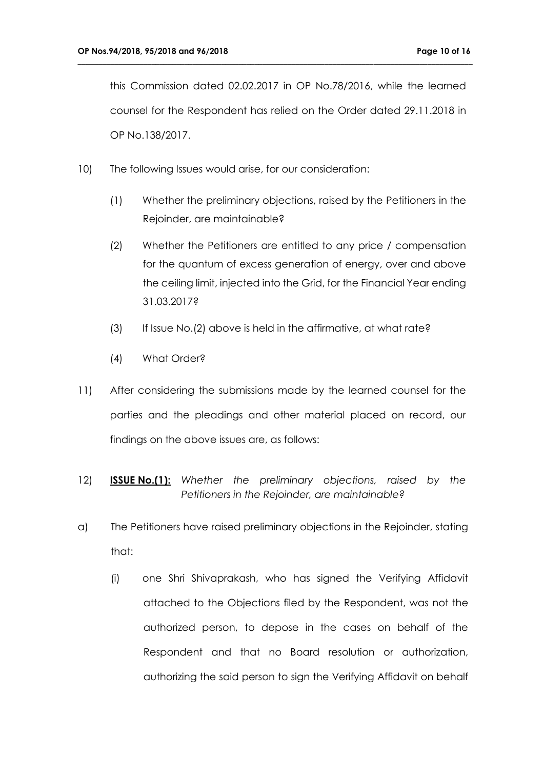this Commission dated 02.02.2017 in OP No.78/2016, while the learned counsel for the Respondent has relied on the Order dated 29.11.2018 in OP No.138/2017.

10) The following Issues would arise, for our consideration:

   (1) Whether the preliminary objections, raised by the Petitioners in the Rejoinder, are maintainable?

   (2) Whether the Petitioners are entitled to any price / compensation for the quantum of excess generation of energy, over and above the ceiling limit, injected into the Grid, for the Financial Year ending 31.03.2017?

   (3) If Issue No.(2) above is held in the affirmative, at what rate?

   (4) What Order?

11) After considering the submissions made by the learned counsel for the parties and the pleadings and other material placed on record, our findings on the above issues are, as follows:

12) **<u>ISSUE No.(1):</u>** *Whether the preliminary objections, raised by the Petitioners in the Rejoinder, are maintainable?*

a) The Petitioners have raised preliminary objections in the Rejoinder, stating that:

   (i) one Shri Shivaprakash, who has signed the Verifying Affidavit attached to the Objections filed by the Respondent, was not the authorized person, to depose in the cases on behalf of the Respondent and that no Board resolution or authorization, authorizing the said person to sign the Verifying Affidavit on behalf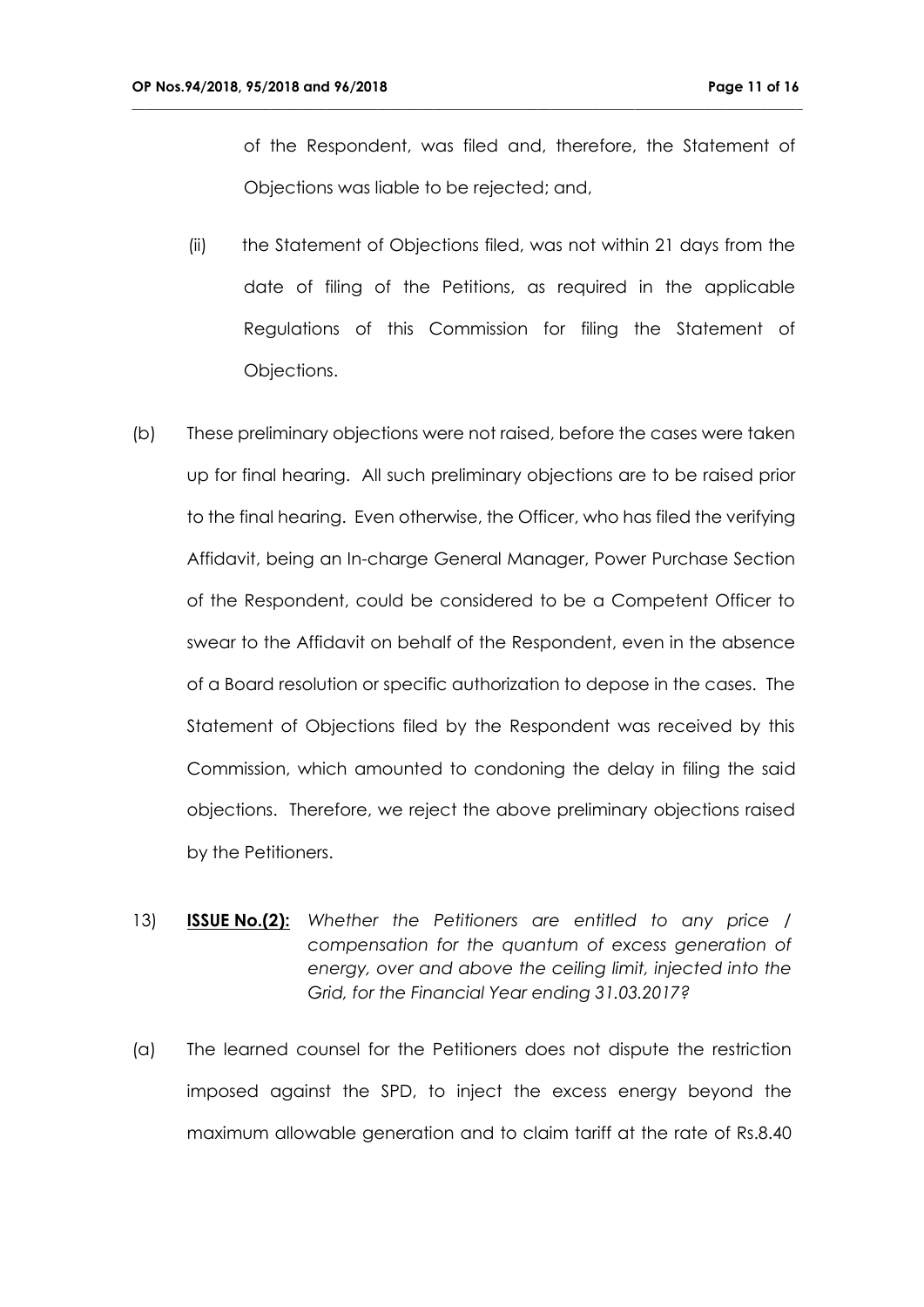of the Respondent, was filed and, therefore, the Statement of Objections was liable to be rejected; and,

(ii) the Statement of Objections filed, was not within 21 days from the date of filing of the Petitions, as required in the applicable Regulations of this Commission for filing the Statement of Objections.

(b) These preliminary objections were not raised, before the cases were taken up for final hearing. All such preliminary objections are to be raised prior to the final hearing. Even otherwise, the Officer, who has filed the verifying Affidavit, being an In-charge General Manager, Power Purchase Section of the Respondent, could be considered to be a Competent Officer to swear to the Affidavit on behalf of the Respondent, even in the absence of a Board resolution or specific authorization to depose in the cases. The Statement of Objections filed by the Respondent was received by this Commission, which amounted to condoning the delay in filing the said objections. Therefore, we reject the above preliminary objections raised by the Petitioners.

13) **ISSUE No.(2):** *Whether the Petitioners are entitled to any price / compensation for the quantum of excess generation of energy, over and above the ceiling limit, injected into the Grid, for the Financial Year ending 31.03.2017?*

(a) The learned counsel for the Petitioners does not dispute the restriction imposed against the SPD, to inject the excess energy beyond the maximum allowable generation and to claim tariff at the rate of Rs.8.40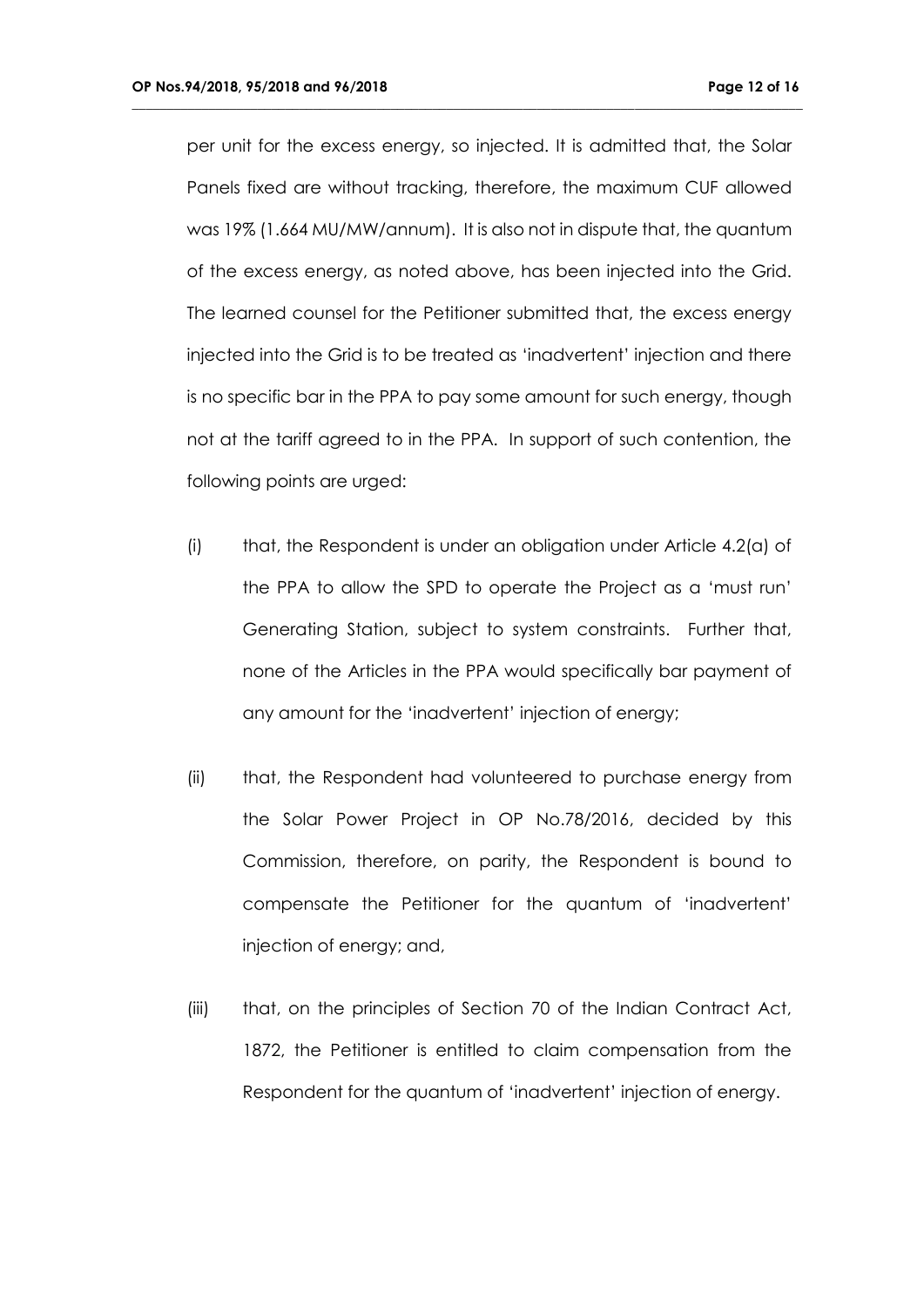per unit for the excess energy, so injected. It is admitted that, the Solar Panels fixed are without tracking, therefore, the maximum CUF allowed was 19% (1.664 MU/MW/annum). It is also not in dispute that, the quantum of the excess energy, as noted above, has been injected into the Grid. The learned counsel for the Petitioner submitted that, the excess energy injected into the Grid is to be treated as 'inadvertent' injection and there is no specific bar in the PPA to pay some amount for such energy, though not at the tariff agreed to in the PPA. In support of such contention, the following points are urged:

(i) that, the Respondent is under an obligation under Article 4.2(a) of the PPA to allow the SPD to operate the Project as a 'must run' Generating Station, subject to system constraints. Further that, none of the Articles in the PPA would specifically bar payment of any amount for the 'inadvertent' injection of energy;

(ii) that, the Respondent had volunteered to purchase energy from the Solar Power Project in OP No.78/2016, decided by this Commission, therefore, on parity, the Respondent is bound to compensate the Petitioner for the quantum of 'inadvertent' injection of energy; and,

(iii) that, on the principles of Section 70 of the Indian Contract Act, 1872, the Petitioner is entitled to claim compensation from the Respondent for the quantum of 'inadvertent' injection of energy.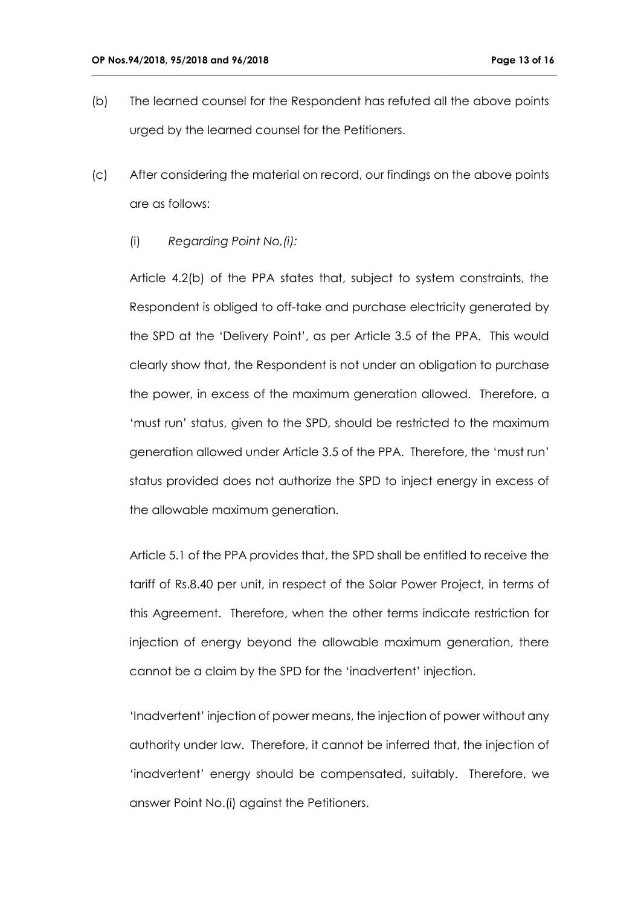(b) The learned counsel for the Respondent has refuted all the above points urged by the learned counsel for the Petitioners.

(c) After considering the material on record, our findings on the above points are as follows:

(i) *Regarding Point No,(i):*

Article 4.2(b) of the PPA states that, subject to system constraints, the Respondent is obliged to off-take and purchase electricity generated by the SPD at the 'Delivery Point', as per Article 3.5 of the PPA. This would clearly show that, the Respondent is not under an obligation to purchase the power, in excess of the maximum generation allowed. Therefore, a 'must run' status, given to the SPD, should be restricted to the maximum generation allowed under Article 3.5 of the PPA. Therefore, the 'must run' status provided does not authorize the SPD to inject energy in excess of the allowable maximum generation.

Article 5.1 of the PPA provides that, the SPD shall be entitled to receive the tariff of Rs.8.40 per unit, in respect of the Solar Power Project, in terms of this Agreement. Therefore, when the other terms indicate restriction for injection of energy beyond the allowable maximum generation, there cannot be a claim by the SPD for the 'inadvertent' injection.

'Inadvertent' injection of power means, the injection of power without any authority under law. Therefore, it cannot be inferred that, the injection of 'inadvertent' energy should be compensated, suitably. Therefore, we answer Point No.(i) against the Petitioners.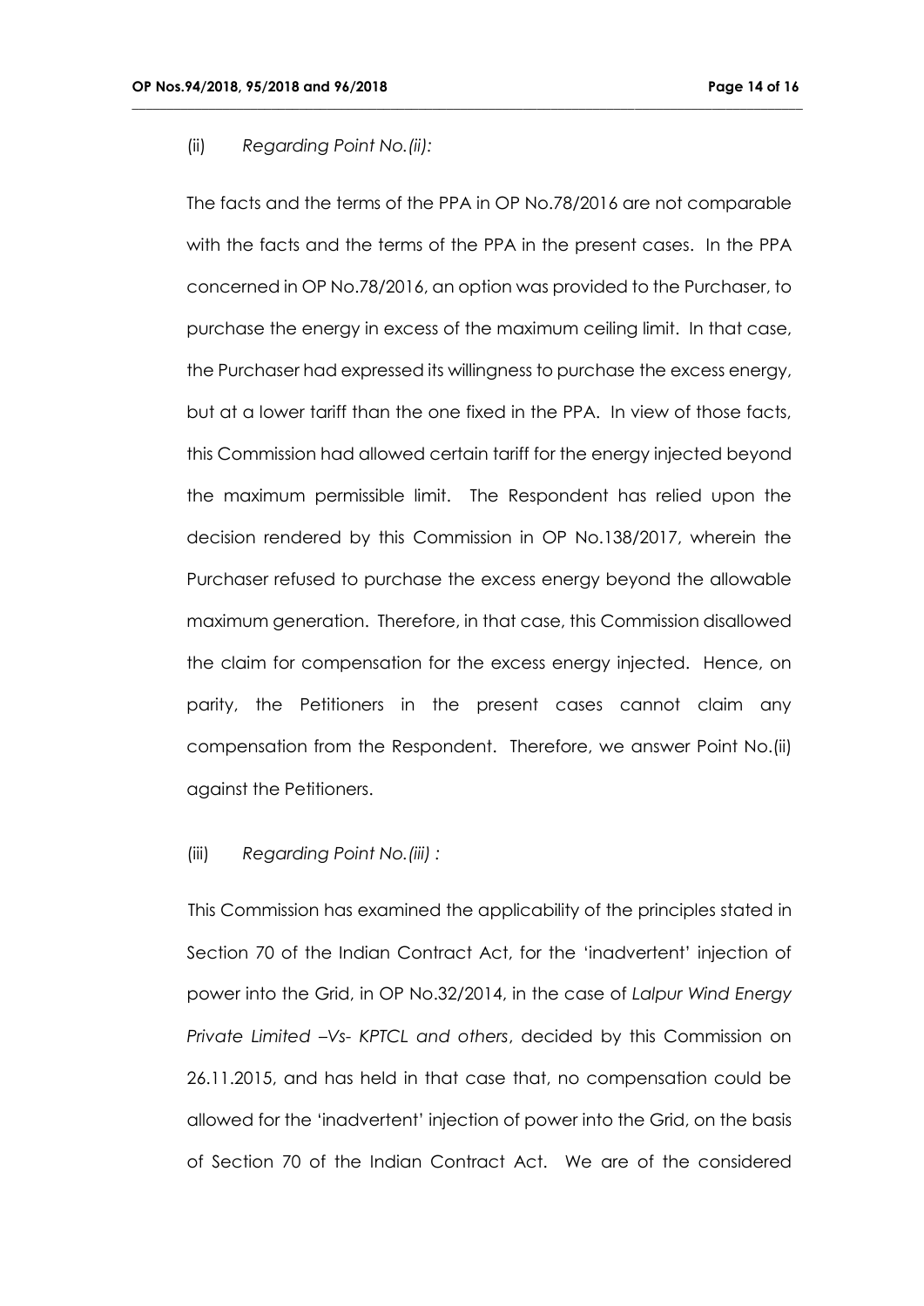(ii) *Regarding Point No.(ii):*

The facts and the terms of the PPA in OP No.78/2016 are not comparable with the facts and the terms of the PPA in the present cases. In the PPA concerned in OP No.78/2016, an option was provided to the Purchaser, to purchase the energy in excess of the maximum ceiling limit. In that case, the Purchaser had expressed its willingness to purchase the excess energy, but at a lower tariff than the one fixed in the PPA. In view of those facts, this Commission had allowed certain tariff for the energy injected beyond the maximum permissible limit. The Respondent has relied upon the decision rendered by this Commission in OP No.138/2017, wherein the Purchaser refused to purchase the excess energy beyond the allowable maximum generation. Therefore, in that case, this Commission disallowed the claim for compensation for the excess energy injected. Hence, on parity, the Petitioners in the present cases cannot claim any compensation from the Respondent. Therefore, we answer Point No.(ii) against the Petitioners.

(iii) *Regarding Point No.(iii) :*

This Commission has examined the applicability of the principles stated in Section 70 of the Indian Contract Act, for the 'inadvertent' injection of power into the Grid, in OP No.32/2014, in the case of *Lalpur Wind Energy Private Limited –Vs- KPTCL and others*, decided by this Commission on 26.11.2015, and has held in that case that, no compensation could be allowed for the 'inadvertent' injection of power into the Grid, on the basis of Section 70 of the Indian Contract Act. We are of the considered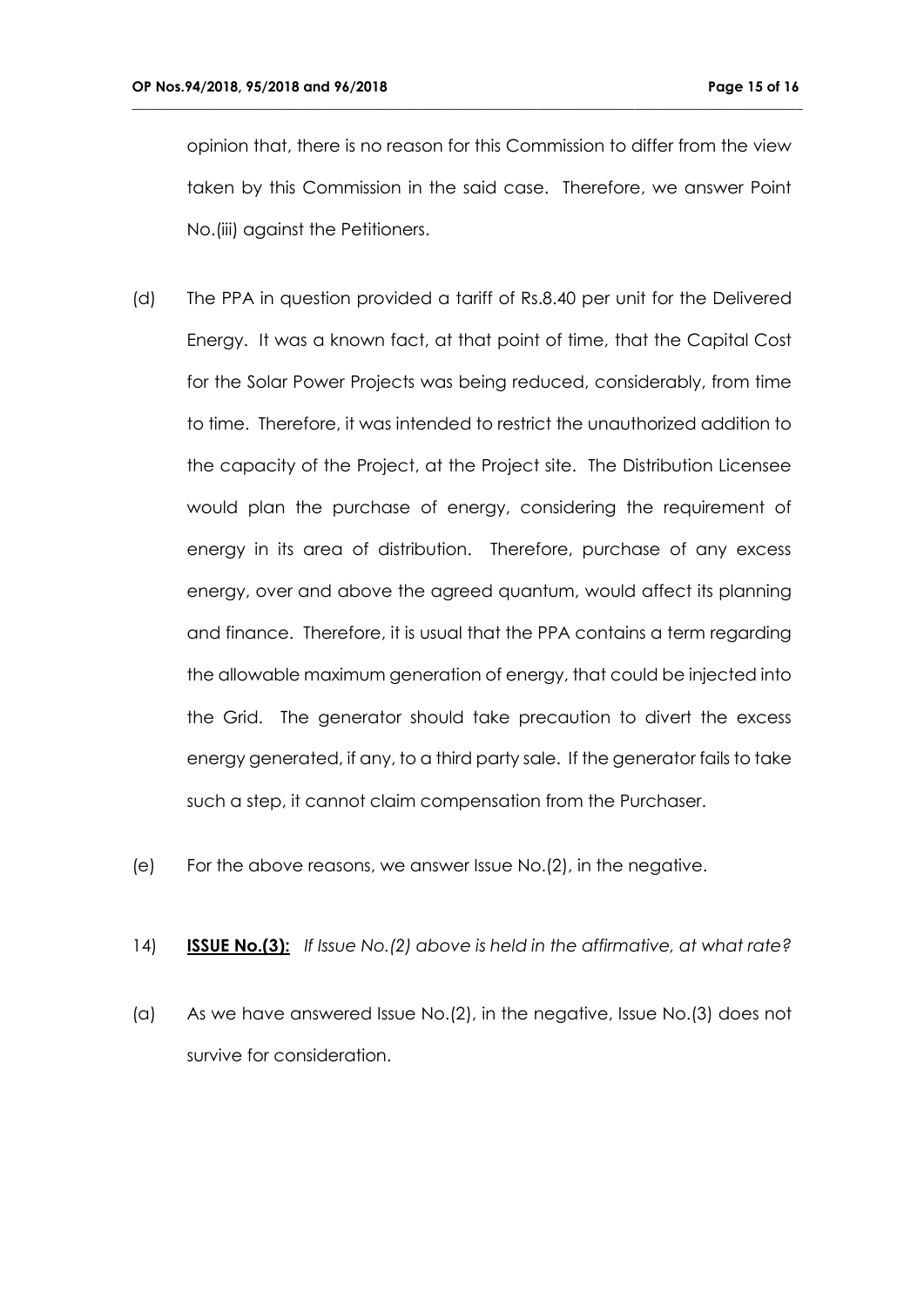opinion that, there is no reason for this Commission to differ from the view taken by this Commission in the said case. Therefore, we answer Point No.(iii) against the Petitioners.

(d) The PPA in question provided a tariff of Rs.8.40 per unit for the Delivered Energy. It was a known fact, at that point of time, that the Capital Cost for the Solar Power Projects was being reduced, considerably, from time to time. Therefore, it was intended to restrict the unauthorized addition to the capacity of the Project, at the Project site. The Distribution Licensee would plan the purchase of energy, considering the requirement of energy in its area of distribution. Therefore, purchase of any excess energy, over and above the agreed quantum, would affect its planning and finance. Therefore, it is usual that the PPA contains a term regarding the allowable maximum generation of energy, that could be injected into the Grid. The generator should take precaution to divert the excess energy generated, if any, to a third party sale. If the generator fails to take such a step, it cannot claim compensation from the Purchaser.

(e) For the above reasons, we answer Issue No.(2), in the negative.

14) **ISSUE No.(3):** *If Issue No.(2) above is held in the affirmative, at what rate?*

(a) As we have answered Issue No.(2), in the negative, Issue No.(3) does not survive for consideration.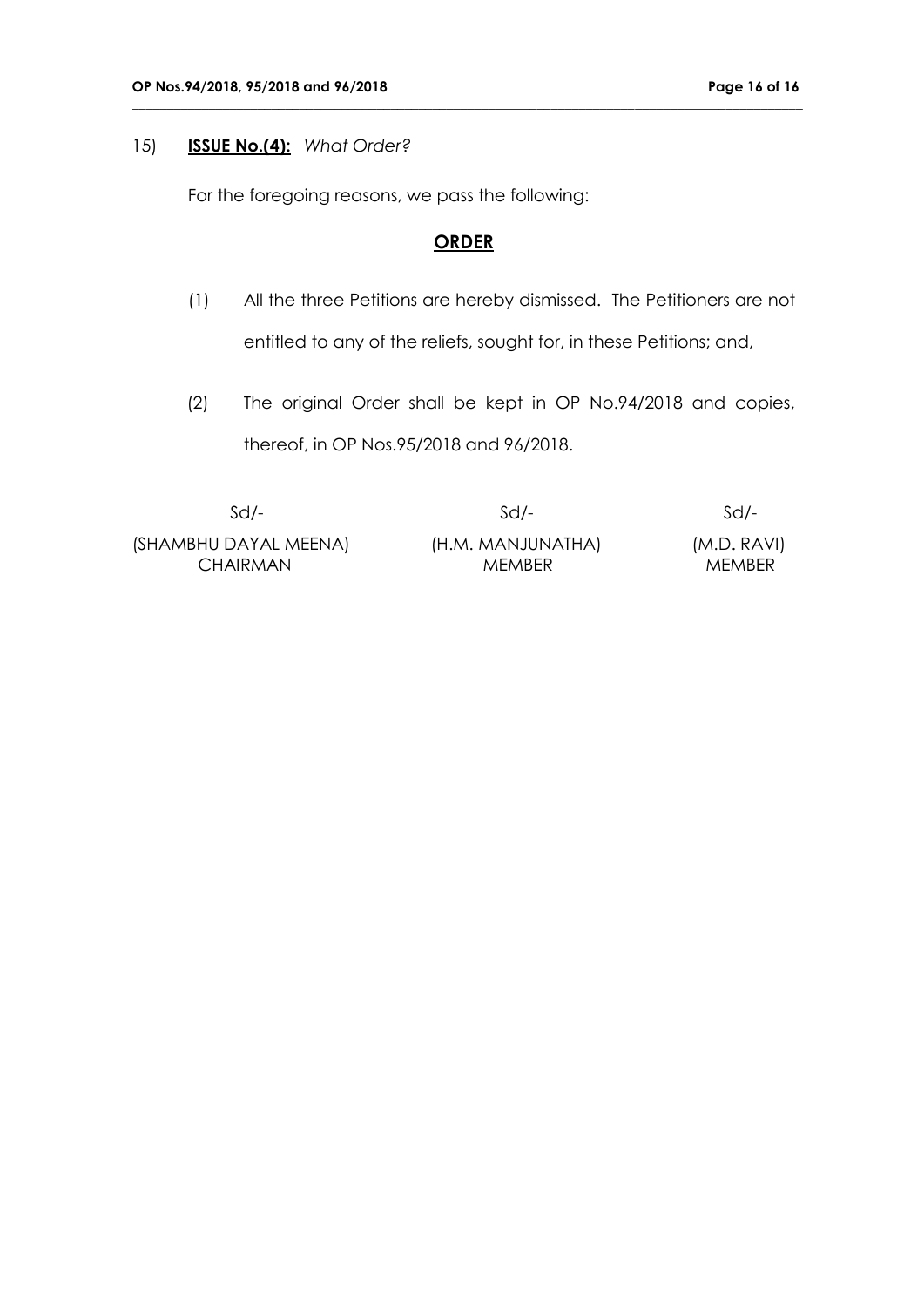15) **<u>ISSUE No.(4):</u>** *What Order?*

For the foregoing reasons, we pass the following:

## <u>ORDER</u>

(1) All the three Petitions are hereby dismissed. The Petitioners are not entitled to any of the reliefs, sought for, in these Petitions; and,

(2) The original Order shall be kept in OP No.94/2018 and copies, thereof, in OP Nos.95/2018 and 96/2018.

| | | |
|---|---|---|
| Sd/- | Sd/- | Sd/- |
| (SHAMBHU DAYAL MEENA) CHAIRMAN | (H.M. MANJUNATHA) MEMBER | (M.D. RAVI) MEMBER |